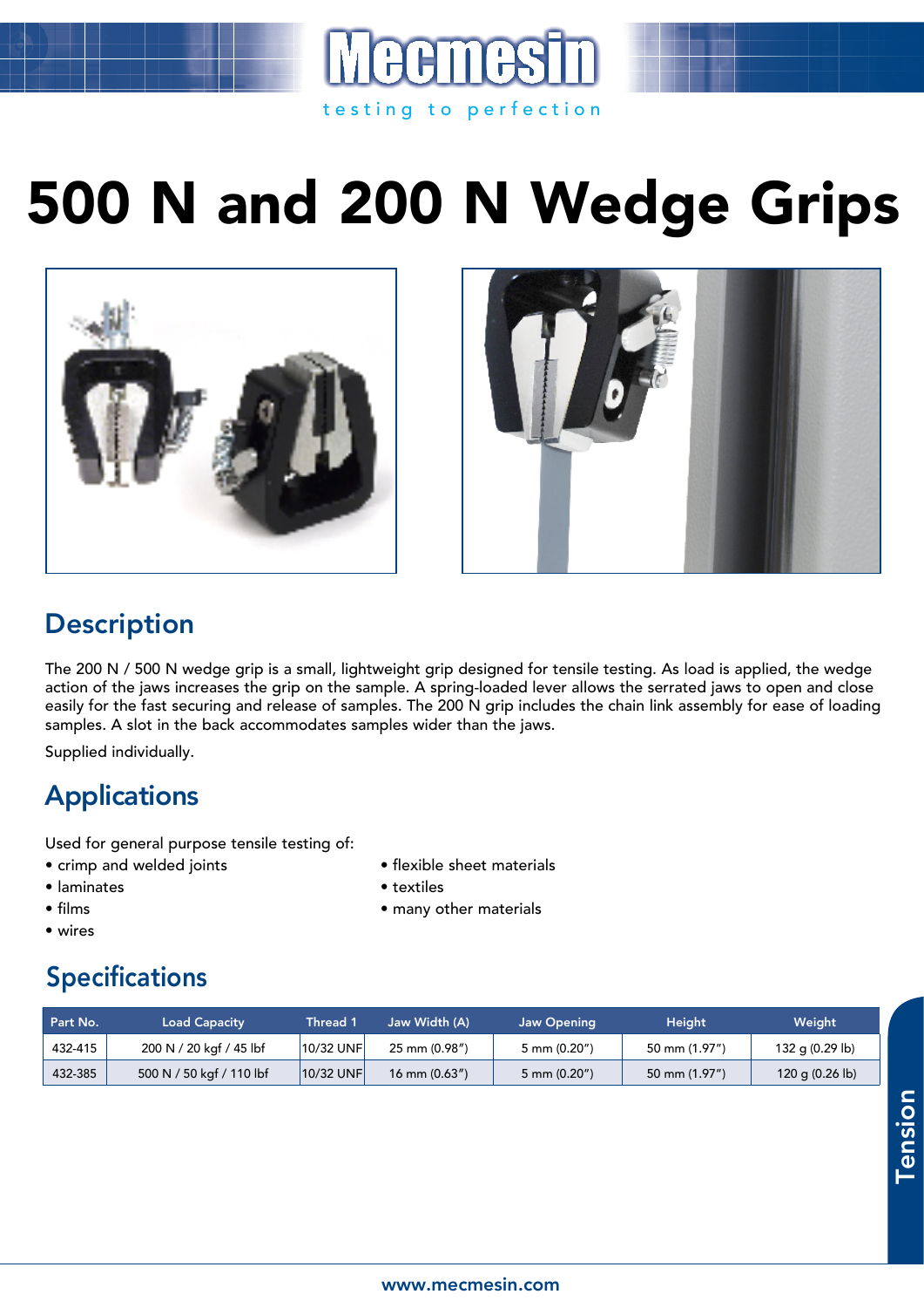# 500 N and 200 N Wedge Grips

## Description

The 200 N / 500 N wedge grip is a small, lightweight grip designed for tensile testing. As load is applied, the wedge action of the jaws increases the grip on the sample. A spring-loaded lever allows the serrated jaws to open and close easily for the fast securing and release of samples. The 200 N grip includes the chain link assembly for ease of loading samples. A slot in the back accommodates samples wider than the jaws.

Supplied individually.

## Applications

Used for general purpose tensile testing of:

- crimp and welded joints
- laminates
- films
- wires
- flexible sheet materials
- textiles
- many other materials

## Specifications

| Part No. | Load Capacity | Thread 1 | Jaw Width (A) | Jaw Opening | Height | Weight |
|---|---|---|---|---|---|---|
| 432-415 | 200 N / 20 kgf / 45 lbf | 10/32 UNF | 25 mm (0.98″) | 5 mm (0.20″) | 50 mm (1.97″) | 132 g (0.29 lb) |
| 432-385 | 500 N / 50 kgf / 110 lbf | 10/32 UNF | 16 mm (0.63″) | 5 mm (0.20″) | 50 mm (1.97″) | 120 g (0.26 lb) |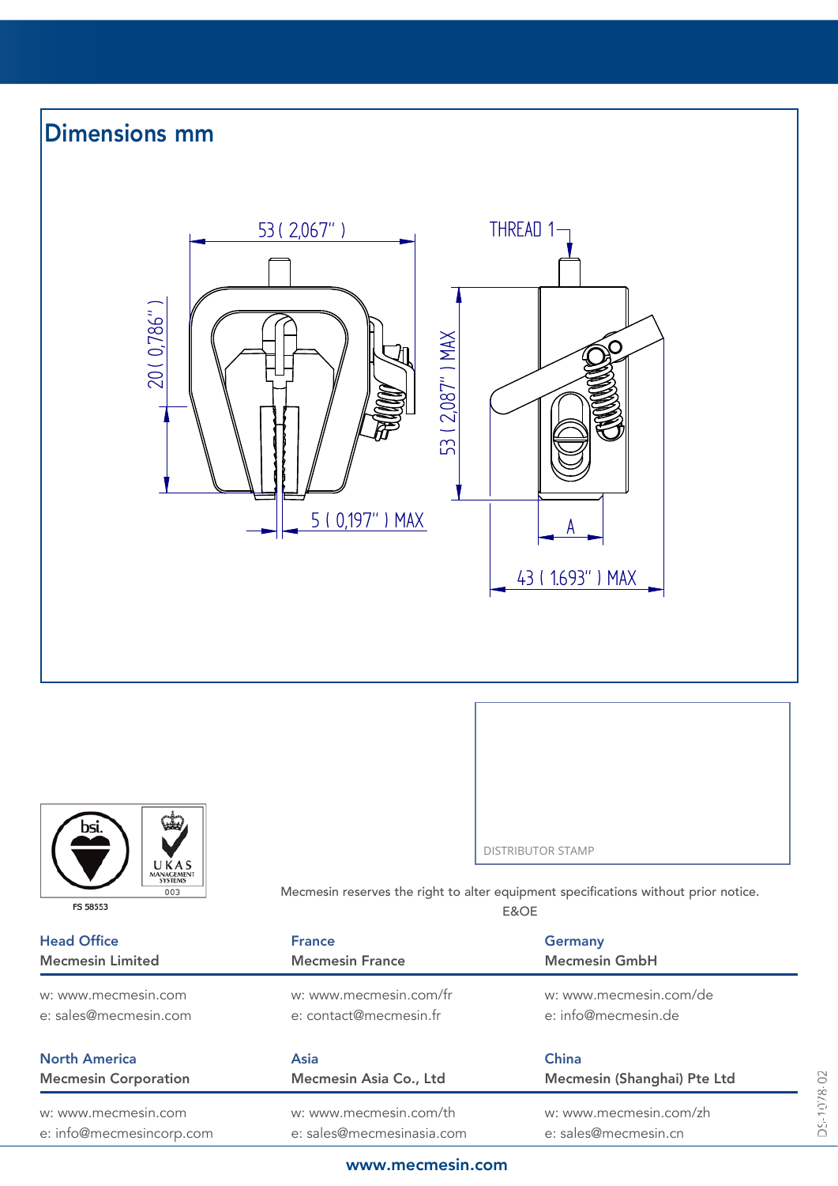## Dimensions mm

53 ( 2,067" )

THREAD 1

20 ( 0,786" )

53 ( 2,087" ) MAX

5 ( 0,197" ) MAX

A

43 ( 1.693" ) MAX

FS 58553

DISTRIBUTOR STAMP

Mecmesin reserves the right to alter equipment specifications without prior notice.
E&OE

**Head Office**
**Mecmesin Limited**

w: www.mecmesin.com
e: sales@mecmesin.com

**France**
**Mecmesin France**

w: www.mecmesin.com/fr
e: contact@mecmesin.fr

**Germany**
**Mecmesin GmbH**

w: www.mecmesin.com/de
e: info@mecmesin.de

**North America**
**Mecmesin Corporation**

w: www.mecmesin.com
e: info@mecmesincorp.com

**Asia**
**Mecmesin Asia Co., Ltd**

w: www.mecmesin.com/th
e: sales@mecmesinasia.com

**China**
**Mecmesin (Shanghai) Pte Ltd**

w: www.mecmesin.com/zh
e: sales@mecmesin.cn

DS-1078-02

**www.mecmesin.com**